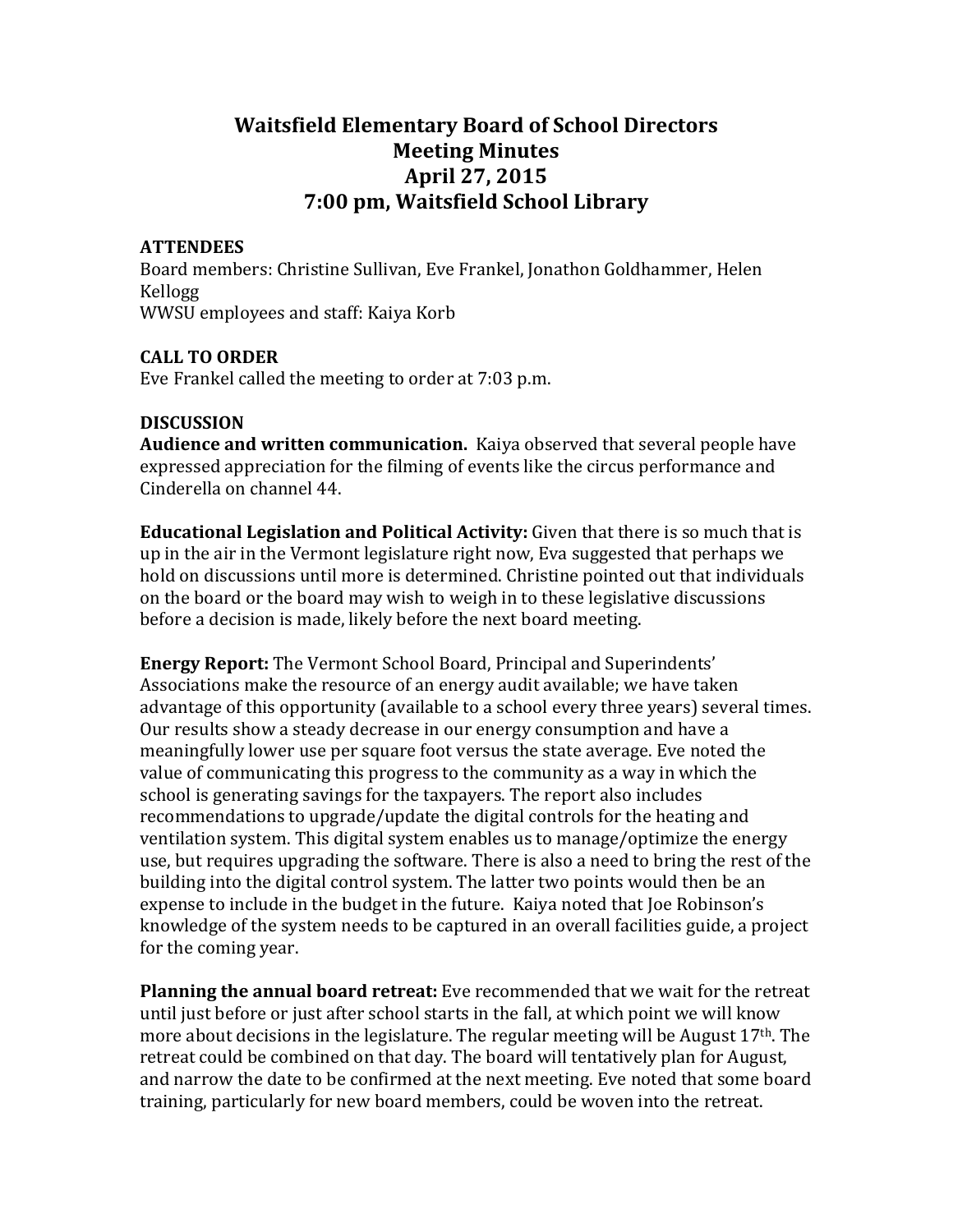# Waitsfield Elementary Board of School Directors
## Meeting Minutes
## April 27, 2015
## 7:00 pm, Waitsfield School Library

**ATTENDEES**

Board members: Christine Sullivan, Eve Frankel, Jonathon Goldhammer, Helen Kellogg

WWSU employees and staff: Kaiya Korb

**CALL TO ORDER**

Eve Frankel called the meeting to order at 7:03 p.m.

**DISCUSSION**

**Audience and written communication.** Kaiya observed that several people have expressed appreciation for the filming of events like the circus performance and Cinderella on channel 44.

**Educational Legislation and Political Activity:** Given that there is so much that is up in the air in the Vermont legislature right now, Eva suggested that perhaps we hold on discussions until more is determined. Christine pointed out that individuals on the board or the board may wish to weigh in to these legislative discussions before a decision is made, likely before the next board meeting.

**Energy Report:** The Vermont School Board, Principal and Superindents' Associations make the resource of an energy audit available; we have taken advantage of this opportunity (available to a school every three years) several times. Our results show a steady decrease in our energy consumption and have a meaningfully lower use per square foot versus the state average. Eve noted the value of communicating this progress to the community as a way in which the school is generating savings for the taxpayers. The report also includes recommendations to upgrade/update the digital controls for the heating and ventilation system. This digital system enables us to manage/optimize the energy use, but requires upgrading the software. There is also a need to bring the rest of the building into the digital control system. The latter two points would then be an expense to include in the budget in the future. Kaiya noted that Joe Robinson's knowledge of the system needs to be captured in an overall facilities guide, a project for the coming year.

**Planning the annual board retreat:** Eve recommended that we wait for the retreat until just before or just after school starts in the fall, at which point we will know more about decisions in the legislature. The regular meeting will be August 17th. The retreat could be combined on that day. The board will tentatively plan for August, and narrow the date to be confirmed at the next meeting. Eve noted that some board training, particularly for new board members, could be woven into the retreat.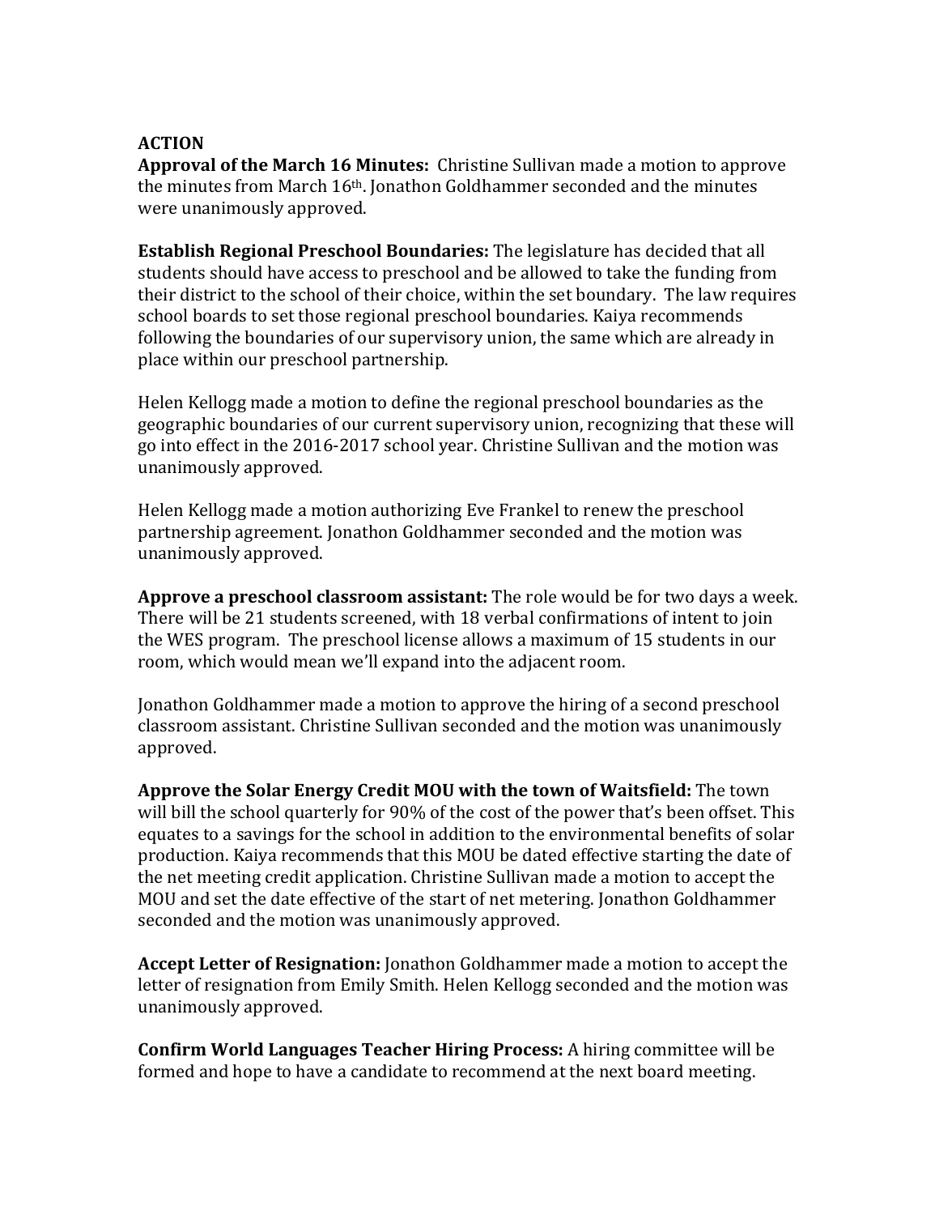**ACTION**

**Approval of the March 16 Minutes:** Christine Sullivan made a motion to approve the minutes from March 16th. Jonathon Goldhammer seconded and the minutes were unanimously approved.

**Establish Regional Preschool Boundaries:** The legislature has decided that all students should have access to preschool and be allowed to take the funding from their district to the school of their choice, within the set boundary. The law requires school boards to set those regional preschool boundaries. Kaiya recommends following the boundaries of our supervisory union, the same which are already in place within our preschool partnership.

Helen Kellogg made a motion to define the regional preschool boundaries as the geographic boundaries of our current supervisory union, recognizing that these will go into effect in the 2016-2017 school year. Christine Sullivan and the motion was unanimously approved.

Helen Kellogg made a motion authorizing Eve Frankel to renew the preschool partnership agreement. Jonathon Goldhammer seconded and the motion was unanimously approved.

**Approve a preschool classroom assistant:** The role would be for two days a week. There will be 21 students screened, with 18 verbal confirmations of intent to join the WES program. The preschool license allows a maximum of 15 students in our room, which would mean we'll expand into the adjacent room.

Jonathon Goldhammer made a motion to approve the hiring of a second preschool classroom assistant. Christine Sullivan seconded and the motion was unanimously approved.

**Approve the Solar Energy Credit MOU with the town of Waitsfield:** The town will bill the school quarterly for 90% of the cost of the power that's been offset. This equates to a savings for the school in addition to the environmental benefits of solar production. Kaiya recommends that this MOU be dated effective starting the date of the net meeting credit application. Christine Sullivan made a motion to accept the MOU and set the date effective of the start of net metering. Jonathon Goldhammer seconded and the motion was unanimously approved.

**Accept Letter of Resignation:** Jonathon Goldhammer made a motion to accept the letter of resignation from Emily Smith. Helen Kellogg seconded and the motion was unanimously approved.

**Confirm World Languages Teacher Hiring Process:** A hiring committee will be formed and hope to have a candidate to recommend at the next board meeting.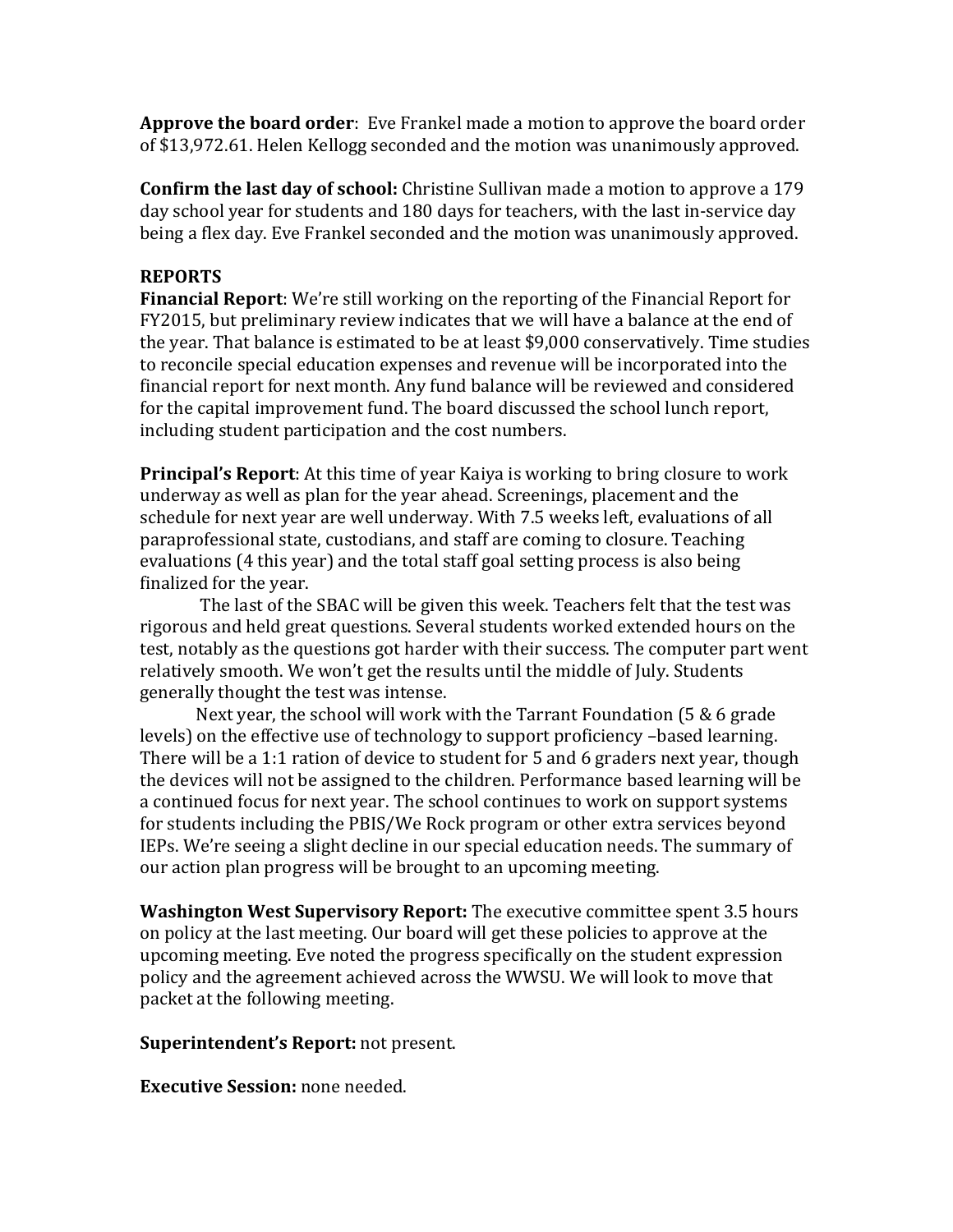**Approve the board order**: Eve Frankel made a motion to approve the board order of $13,972.61. Helen Kellogg seconded and the motion was unanimously approved.

**Confirm the last day of school:** Christine Sullivan made a motion to approve a 179 day school year for students and 180 days for teachers, with the last in-service day being a flex day. Eve Frankel seconded and the motion was unanimously approved.

**REPORTS**

**Financial Report**: We're still working on the reporting of the Financial Report for FY2015, but preliminary review indicates that we will have a balance at the end of the year. That balance is estimated to be at least $9,000 conservatively. Time studies to reconcile special education expenses and revenue will be incorporated into the financial report for next month. Any fund balance will be reviewed and considered for the capital improvement fund. The board discussed the school lunch report, including student participation and the cost numbers.

**Principal's Report**: At this time of year Kaiya is working to bring closure to work underway as well as plan for the year ahead. Screenings, placement and the schedule for next year are well underway. With 7.5 weeks left, evaluations of all paraprofessional state, custodians, and staff are coming to closure. Teaching evaluations (4 this year) and the total staff goal setting process is also being finalized for the year.

The last of the SBAC will be given this week. Teachers felt that the test was rigorous and held great questions. Several students worked extended hours on the test, notably as the questions got harder with their success. The computer part went relatively smooth. We won't get the results until the middle of July. Students generally thought the test was intense.

Next year, the school will work with the Tarrant Foundation (5 & 6 grade levels) on the effective use of technology to support proficiency –based learning. There will be a 1:1 ration of device to student for 5 and 6 graders next year, though the devices will not be assigned to the children. Performance based learning will be a continued focus for next year. The school continues to work on support systems for students including the PBIS/We Rock program or other extra services beyond IEPs. We're seeing a slight decline in our special education needs. The summary of our action plan progress will be brought to an upcoming meeting.

**Washington West Supervisory Report:** The executive committee spent 3.5 hours on policy at the last meeting. Our board will get these policies to approve at the upcoming meeting. Eve noted the progress specifically on the student expression policy and the agreement achieved across the WWSU. We will look to move that packet at the following meeting.

**Superintendent's Report:** not present.

**Executive Session:** none needed.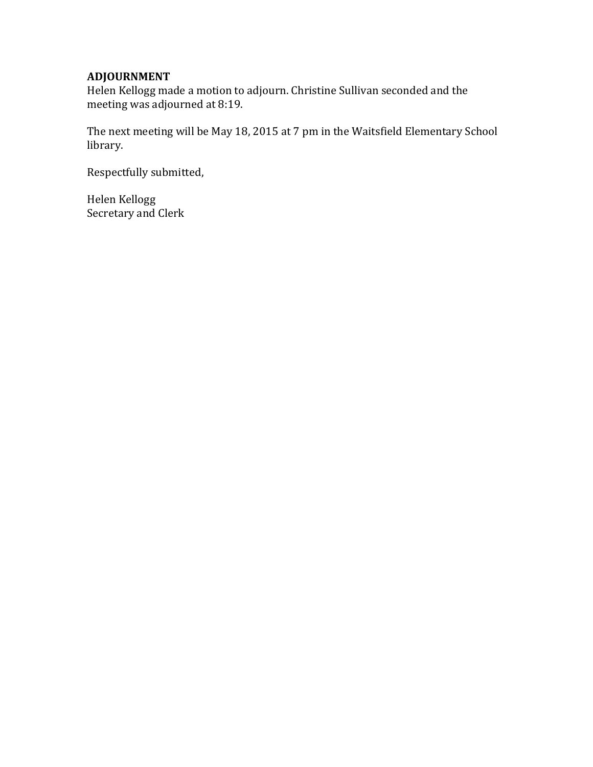**ADJOURNMENT**
Helen Kellogg made a motion to adjourn. Christine Sullivan seconded and the meeting was adjourned at 8:19.

The next meeting will be May 18, 2015 at 7 pm in the Waitsfield Elementary School library.

Respectfully submitted,

Helen Kellogg
Secretary and Clerk